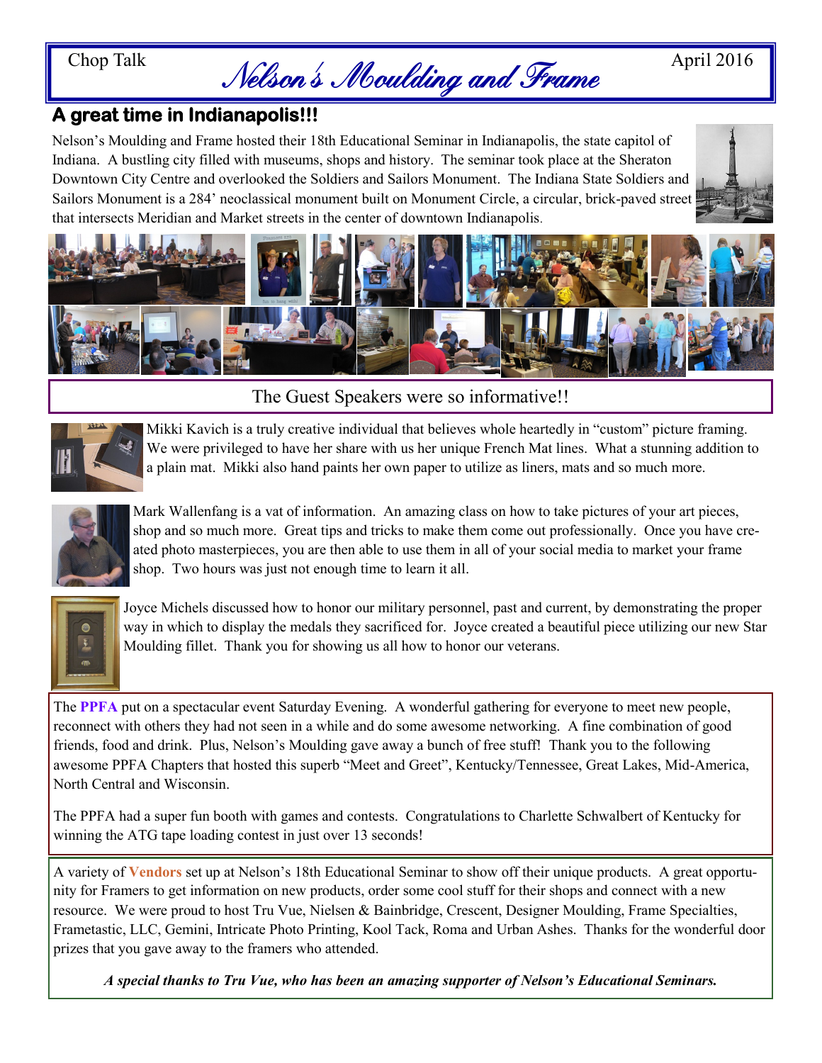Chop Talk

# Nelson's Moulding and Frame

April 2016

## A great time in Indianapolis!!!

Nelson's Moulding and Frame hosted their 18th Educational Seminar in Indianapolis, the state capitol of Indiana. A bustling city filled with museums, shops and history. The seminar took place at the Sheraton Downtown City Centre and overlooked the Soldiers and Sailors Monument. The Indiana State Soldiers and Sailors Monument is a 284' neoclassical monument built on Monument Circle, a circular, brick-paved street that intersects Meridian and Market streets in the center of downtown Indianapolis.

## The Guest Speakers were so informative!!

Mikki Kavich is a truly creative individual that believes whole heartedly in "custom" picture framing. We were privileged to have her share with us her unique French Mat lines. What a stunning addition to a plain mat. Mikki also hand paints her own paper to utilize as liners, mats and so much more.

Mark Wallenfang is a vat of information. An amazing class on how to take pictures of your art pieces, shop and so much more. Great tips and tricks to make them come out professionally. Once you have created photo masterpieces, you are then able to use them in all of your social media to market your frame shop. Two hours was just not enough time to learn it all.

Joyce Michels discussed how to honor our military personnel, past and current, by demonstrating the proper way in which to display the medals they sacrificed for. Joyce created a beautiful piece utilizing our new Star Moulding fillet. Thank you for showing us all how to honor our veterans.

The **PPFA** put on a spectacular event Saturday Evening. A wonderful gathering for everyone to meet new people, reconnect with others they had not seen in a while and do some awesome networking. A fine combination of good friends, food and drink. Plus, Nelson's Moulding gave away a bunch of free stuff! Thank you to the following awesome PPFA Chapters that hosted this superb "Meet and Greet", Kentucky/Tennessee, Great Lakes, Mid-America, North Central and Wisconsin.

The PPFA had a super fun booth with games and contests. Congratulations to Charlette Schwalbert of Kentucky for winning the ATG tape loading contest in just over 13 seconds!

A variety of **Vendors** set up at Nelson's 18th Educational Seminar to show off their unique products. A great opportunity for Framers to get information on new products, order some cool stuff for their shops and connect with a new resource. We were proud to host Tru Vue, Nielsen & Bainbridge, Crescent, Designer Moulding, Frame Specialties, Frametastic, LLC, Gemini, Intricate Photo Printing, Kool Tack, Roma and Urban Ashes. Thanks for the wonderful door prizes that you gave away to the framers who attended.

***A special thanks to Tru Vue, who has been an amazing supporter of Nelson's Educational Seminars.***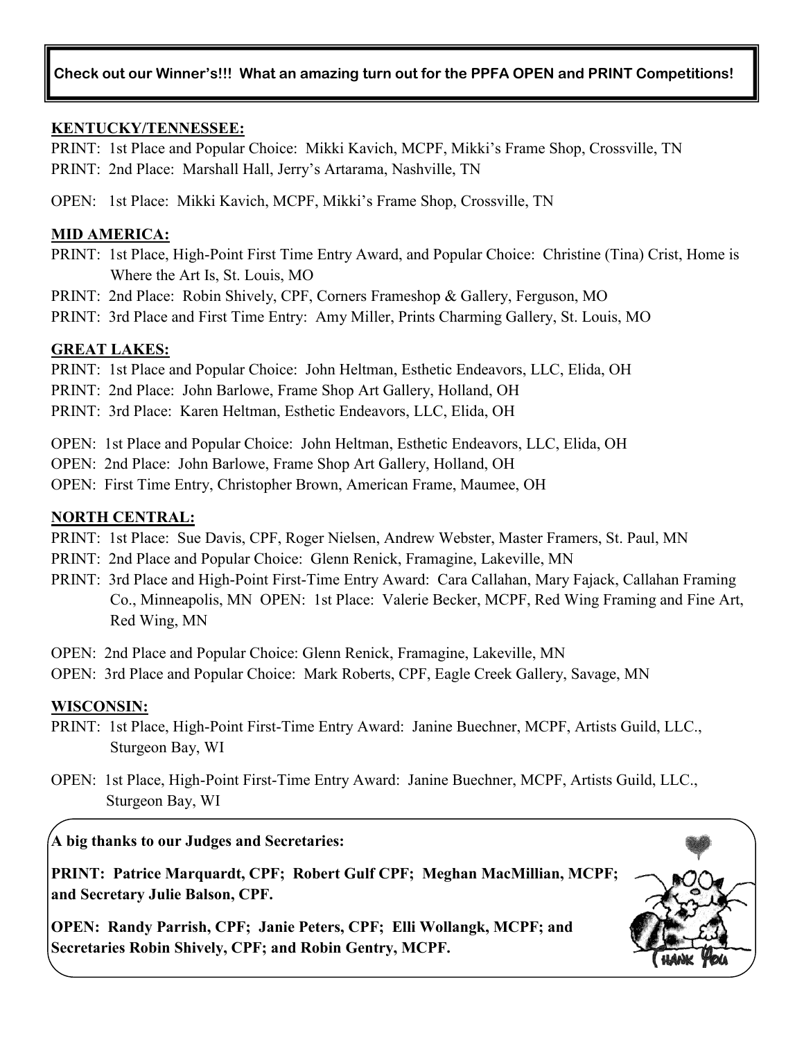**Check out our Winner's!!! What an amazing turn out for the PPFA OPEN and PRINT Competitions!**

**KENTUCKY/TENNESSEE:**

PRINT: 1st Place and Popular Choice: Mikki Kavich, MCPF, Mikki's Frame Shop, Crossville, TN
PRINT: 2nd Place: Marshall Hall, Jerry's Artarama, Nashville, TN

OPEN: 1st Place: Mikki Kavich, MCPF, Mikki's Frame Shop, Crossville, TN

**MID AMERICA:**

PRINT: 1st Place, High-Point First Time Entry Award, and Popular Choice: Christine (Tina) Crist, Home is Where the Art Is, St. Louis, MO
PRINT: 2nd Place: Robin Shively, CPF, Corners Frameshop & Gallery, Ferguson, MO
PRINT: 3rd Place and First Time Entry: Amy Miller, Prints Charming Gallery, St. Louis, MO

**GREAT LAKES:**

PRINT: 1st Place and Popular Choice: John Heltman, Esthetic Endeavors, LLC, Elida, OH
PRINT: 2nd Place: John Barlowe, Frame Shop Art Gallery, Holland, OH
PRINT: 3rd Place: Karen Heltman, Esthetic Endeavors, LLC, Elida, OH

OPEN: 1st Place and Popular Choice: John Heltman, Esthetic Endeavors, LLC, Elida, OH
OPEN: 2nd Place: John Barlowe, Frame Shop Art Gallery, Holland, OH
OPEN: First Time Entry, Christopher Brown, American Frame, Maumee, OH

**NORTH CENTRAL:**

PRINT: 1st Place: Sue Davis, CPF, Roger Nielsen, Andrew Webster, Master Framers, St. Paul, MN
PRINT: 2nd Place and Popular Choice: Glenn Renick, Framagine, Lakeville, MN
PRINT: 3rd Place and High-Point First-Time Entry Award: Cara Callahan, Mary Fajack, Callahan Framing Co., Minneapolis, MN OPEN: 1st Place: Valerie Becker, MCPF, Red Wing Framing and Fine Art, Red Wing, MN

OPEN: 2nd Place and Popular Choice: Glenn Renick, Framagine, Lakeville, MN
OPEN: 3rd Place and Popular Choice: Mark Roberts, CPF, Eagle Creek Gallery, Savage, MN

**WISCONSIN:**

PRINT: 1st Place, High-Point First-Time Entry Award: Janine Buechner, MCPF, Artists Guild, LLC., Sturgeon Bay, WI

OPEN: 1st Place, High-Point First-Time Entry Award: Janine Buechner, MCPF, Artists Guild, LLC., Sturgeon Bay, WI

**A big thanks to our Judges and Secretaries:**

**PRINT: Patrice Marquardt, CPF; Robert Gulf CPF; Meghan MacMillian, MCPF; and Secretary Julie Balson, CPF.**

**OPEN: Randy Parrish, CPF; Janie Peters, CPF; Elli Wollangk, MCPF; and Secretaries Robin Shively, CPF; and Robin Gentry, MCPF.**